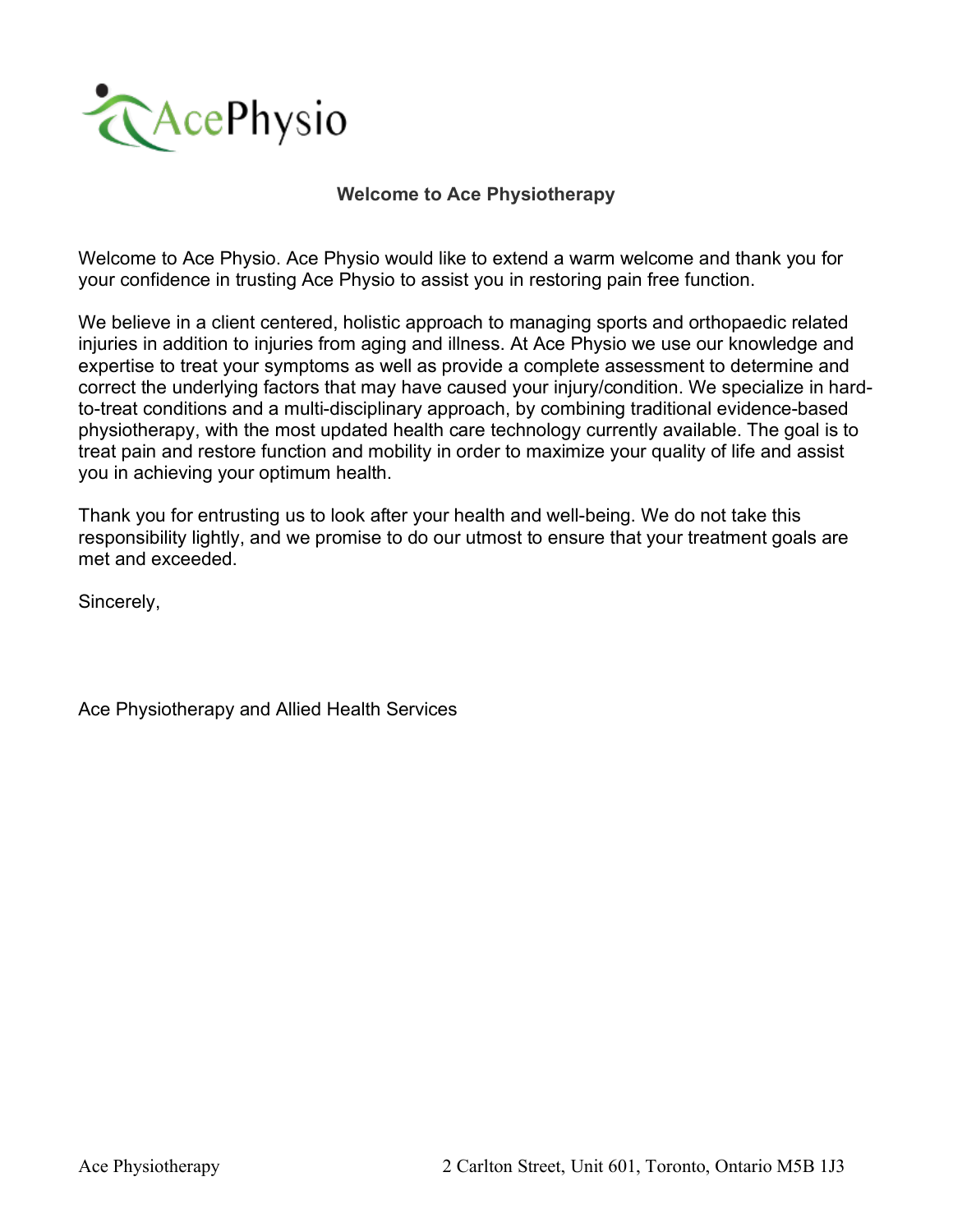AcePhysio

## Welcome to Ace Physiotherapy

Welcome to Ace Physio. Ace Physio would like to extend a warm welcome and thank you for your confidence in trusting Ace Physio to assist you in restoring pain free function.

We believe in a client centered, holistic approach to managing sports and orthopaedic related injuries in addition to injuries from aging and illness. At Ace Physio we use our knowledge and expertise to treat your symptoms as well as provide a complete assessment to determine and correct the underlying factors that may have caused your injury/condition. We specialize in hard-to-treat conditions and a multi-disciplinary approach, by combining traditional evidence-based physiotherapy, with the most updated health care technology currently available. The goal is to treat pain and restore function and mobility in order to maximize your quality of life and assist you in achieving your optimum health.

Thank you for entrusting us to look after your health and well-being. We do not take this responsibility lightly, and we promise to do our utmost to ensure that your treatment goals are met and exceeded.

Sincerely,

Ace Physiotherapy and Allied Health Services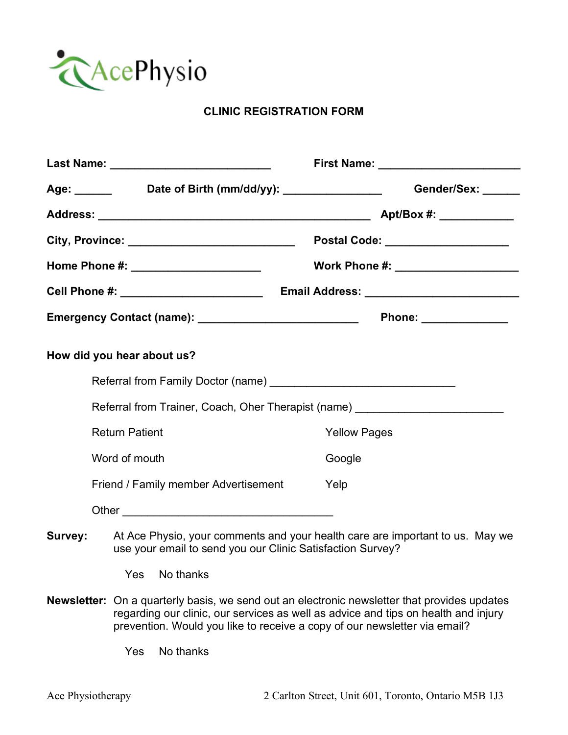AcePhysio

# CLINIC REGISTRATION FORM

**Last Name:** ___________________________ **First Name:** ________________________

**Age:** ______ **Date of Birth (mm/dd/yy):** ________________ **Gender/Sex:** ______

**Address:** ______________________________________________ **Apt/Box #:** ____________

**City, Province:** ____________________________ **Postal Code:** ____________________

**Home Phone #:** _____________________ **Work Phone #:** ____________________

**Cell Phone #:** _______________________ **Email Address:** _________________________

**Emergency Contact (name):** __________________________ **Phone:** ______________

**How did you hear about us?**

Referral from Family Doctor (name) ______________________________

Referral from Trainer, Coach, Oher Therapist (name) ________________________

Return Patient

Yellow Pages

Word of mouth

Google

Friend / Family member Advertisement

Yelp

Other __________________________________

**Survey:** At Ace Physio, your comments and your health care are important to us. May we use your email to send you our Clinic Satisfaction Survey?

Yes No thanks

**Newsletter:** On a quarterly basis, we send out an electronic newsletter that provides updates regarding our clinic, our services as well as advice and tips on health and injury prevention. Would you like to receive a copy of our newsletter via email?

Yes No thanks

Ace Physiotherapy 2 Carlton Street, Unit 601, Toronto, Ontario M5B 1J3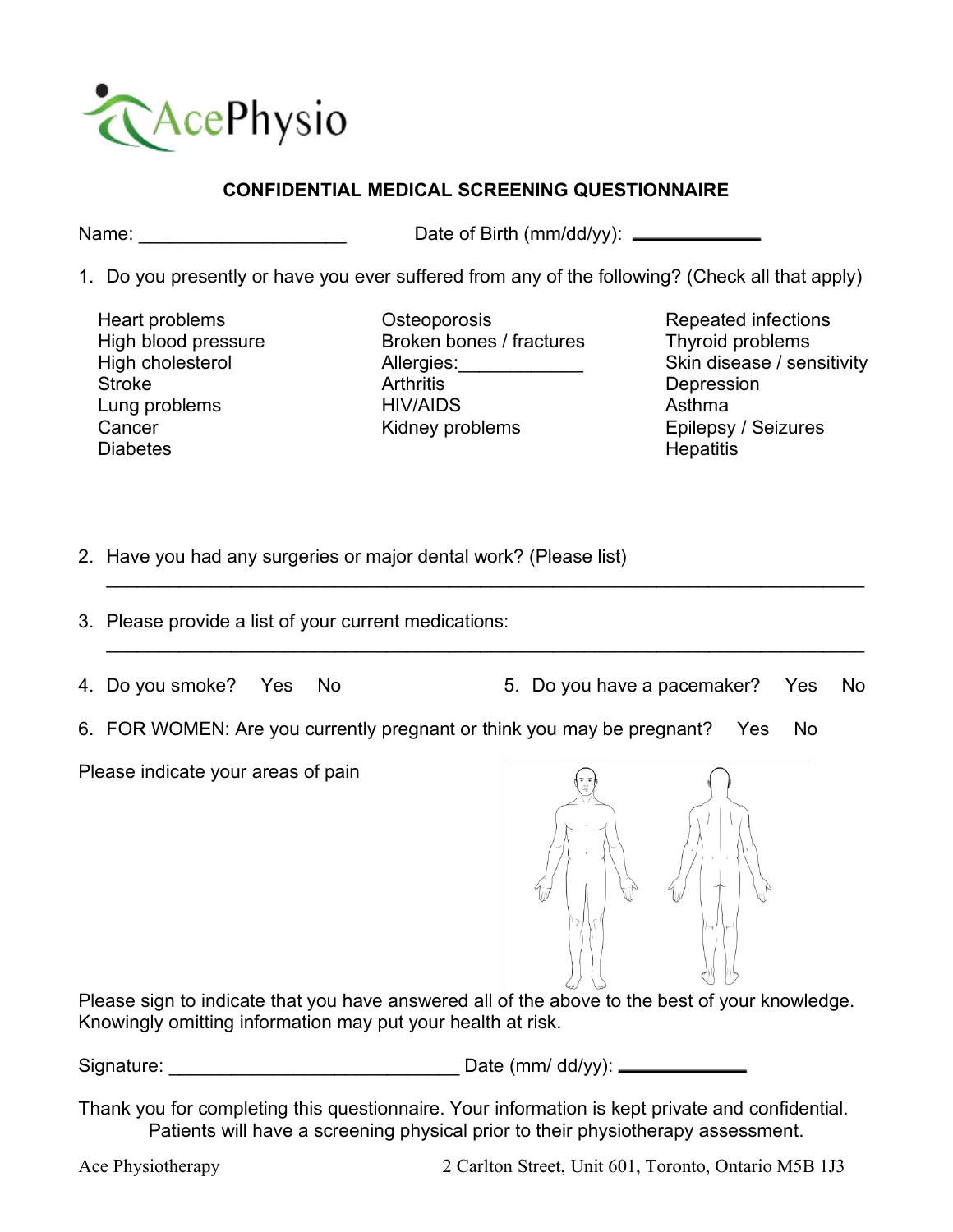AcePhysio

**CONFIDENTIAL MEDICAL SCREENING QUESTIONNAIRE**

Name: ____________________ Date of Birth (mm/dd/yy): ____________

1. Do you presently or have you ever suffered from any of the following? (Check all that apply)

| | | |
|---|---|---|
| Heart problems | Osteoporosis | Repeated infections |
| High blood pressure | Broken bones / fractures | Thyroid problems |
| High cholesterol | Allergies:____________ | Skin disease / sensitivity |
| Stroke | Arthritis | Depression |
| Lung problems | HIV/AIDS | Asthma |
| Cancer | Kidney problems | Epilepsy / Seizures |
| Diabetes | | Hepatitis |

2. Have you had any surgeries or major dental work? (Please list)

   ________________________________________________________________________

3. Please provide a list of your current medications:

   ________________________________________________________________________

4. Do you smoke? Yes No
5. Do you have a pacemaker? Yes No
6. FOR WOMEN: Are you currently pregnant or think you may be pregnant? Yes No

Please indicate your areas of pain

Please sign to indicate that you have answered all of the above to the best of your knowledge. Knowingly omitting information may put your health at risk.

Signature: ____________________________ Date (mm/ dd/yy): ____________

Thank you for completing this questionnaire. Your information is kept private and confidential. Patients will have a screening physical prior to their physiotherapy assessment.

Ace Physiotherapy 2 Carlton Street, Unit 601, Toronto, Ontario M5B 1J3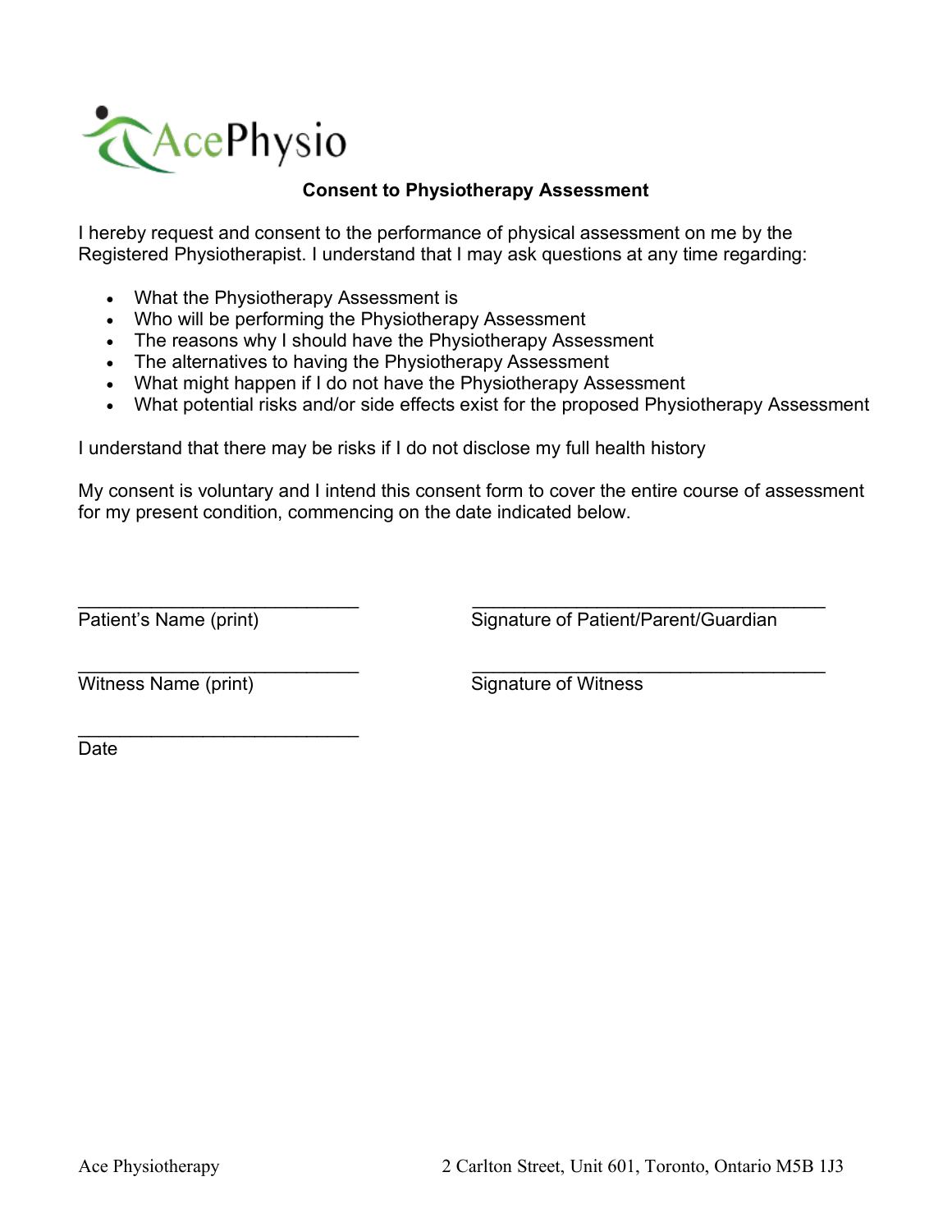AcePhysio

## Consent to Physiotherapy Assessment

I hereby request and consent to the performance of physical assessment on me by the Registered Physiotherapist. I understand that I may ask questions at any time regarding:

- What the Physiotherapy Assessment is
- Who will be performing the Physiotherapy Assessment
- The reasons why I should have the Physiotherapy Assessment
- The alternatives to having the Physiotherapy Assessment
- What might happen if I do not have the Physiotherapy Assessment
- What potential risks and/or side effects exist for the proposed Physiotherapy Assessment

I understand that there may be risks if I do not disclose my full health history

My consent is voluntary and I intend this consent form to cover the entire course of assessment for my present condition, commencing on the date indicated below.

____________________________ 
Patient's Name (print)

____________________________________ 
Signature of Patient/Parent/Guardian

____________________________ 
Witness Name (print)

____________________________________ 
Signature of Witness

____________________________ 
Date

Ace Physiotherapy 2 Carlton Street, Unit 601, Toronto, Ontario M5B 1J3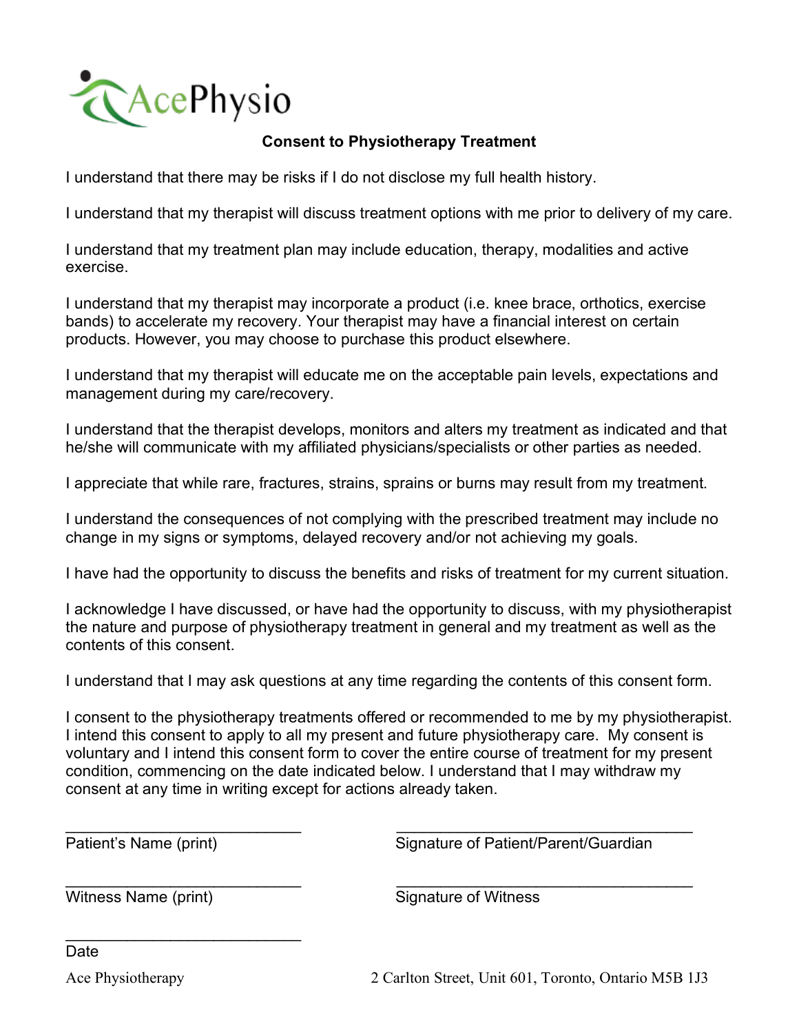AcePhysio

## Consent to Physiotherapy Treatment

I understand that there may be risks if I do not disclose my full health history.

I understand that my therapist will discuss treatment options with me prior to delivery of my care.

I understand that my treatment plan may include education, therapy, modalities and active exercise.

I understand that my therapist may incorporate a product (i.e. knee brace, orthotics, exercise bands) to accelerate my recovery. Your therapist may have a financial interest on certain products. However, you may choose to purchase this product elsewhere.

I understand that my therapist will educate me on the acceptable pain levels, expectations and management during my care/recovery.

I understand that the therapist develops, monitors and alters my treatment as indicated and that he/she will communicate with my affiliated physicians/specialists or other parties as needed.

I appreciate that while rare, fractures, strains, sprains or burns may result from my treatment.

I understand the consequences of not complying with the prescribed treatment may include no change in my signs or symptoms, delayed recovery and/or not achieving my goals.

I have had the opportunity to discuss the benefits and risks of treatment for my current situation.

I acknowledge I have discussed, or have had the opportunity to discuss, with my physiotherapist the nature and purpose of physiotherapy treatment in general and my treatment as well as the contents of this consent.

I understand that I may ask questions at any time regarding the contents of this consent form.

I consent to the physiotherapy treatments offered or recommended to me by my physiotherapist. I intend this consent to apply to all my present and future physiotherapy care. My consent is voluntary and I intend this consent form to cover the entire course of treatment for my present condition, commencing on the date indicated below. I understand that I may withdraw my consent at any time in writing except for actions already taken.

____________________________  ____________________________________

Patient's Name (print)  Signature of Patient/Parent/Guardian

____________________________  ____________________________________

Witness Name (print)  Signature of Witness

____________________________

Date

Ace Physiotherapy  2 Carlton Street, Unit 601, Toronto, Ontario M5B 1J3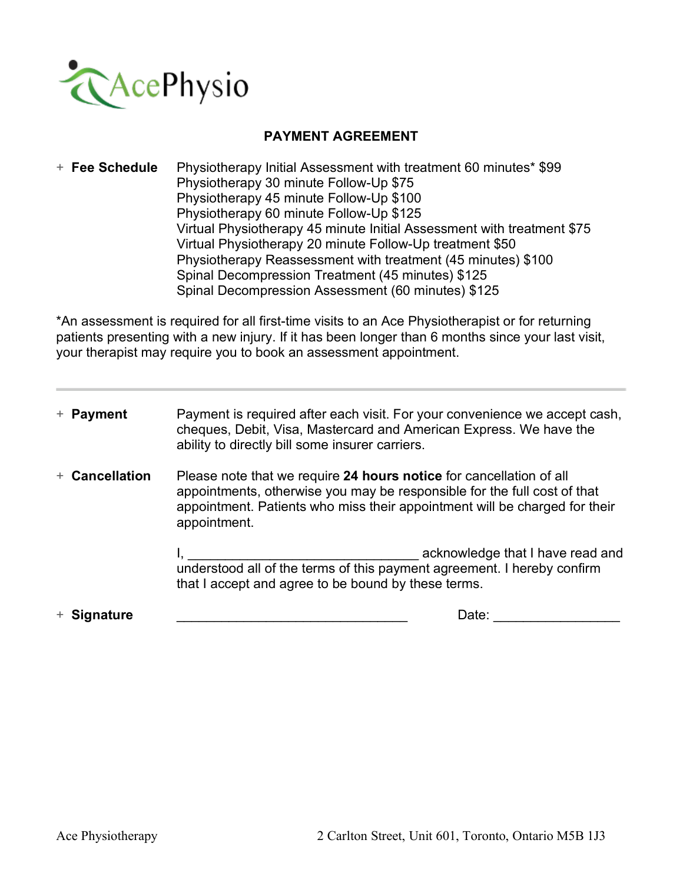AcePhysio

## PAYMENT AGREEMENT

+ **Fee Schedule**

Physiotherapy Initial Assessment with treatment 60 minutes* $99
Physiotherapy 30 minute Follow-Up $75
Physiotherapy 45 minute Follow-Up $100
Physiotherapy 60 minute Follow-Up $125
Virtual Physiotherapy 45 minute Initial Assessment with treatment $75
Virtual Physiotherapy 20 minute Follow-Up treatment $50
Physiotherapy Reassessment with treatment (45 minutes) $100
Spinal Decompression Treatment (45 minutes) $125
Spinal Decompression Assessment (60 minutes) $125

*An assessment is required for all first-time visits to an Ace Physiotherapist or for returning patients presenting with a new injury. If it has been longer than 6 months since your last visit, your therapist may require you to book an assessment appointment.

---

+ **Payment**

Payment is required after each visit. For your convenience we accept cash, cheques, Debit, Visa, Mastercard and American Express. We have the ability to directly bill some insurer carriers.

+ **Cancellation**

Please note that we require **24 hours notice** for cancellation of all appointments, otherwise you may be responsible for the full cost of that appointment. Patients who miss their appointment will be charged for their appointment.

I, _______________________________ acknowledge that I have read and understood all of the terms of this payment agreement. I hereby confirm that I accept and agree to be bound by these terms.

+ **Signature** _______________________________ Date: _________________

Ace Physiotherapy 2 Carlton Street, Unit 601, Toronto, Ontario M5B 1J3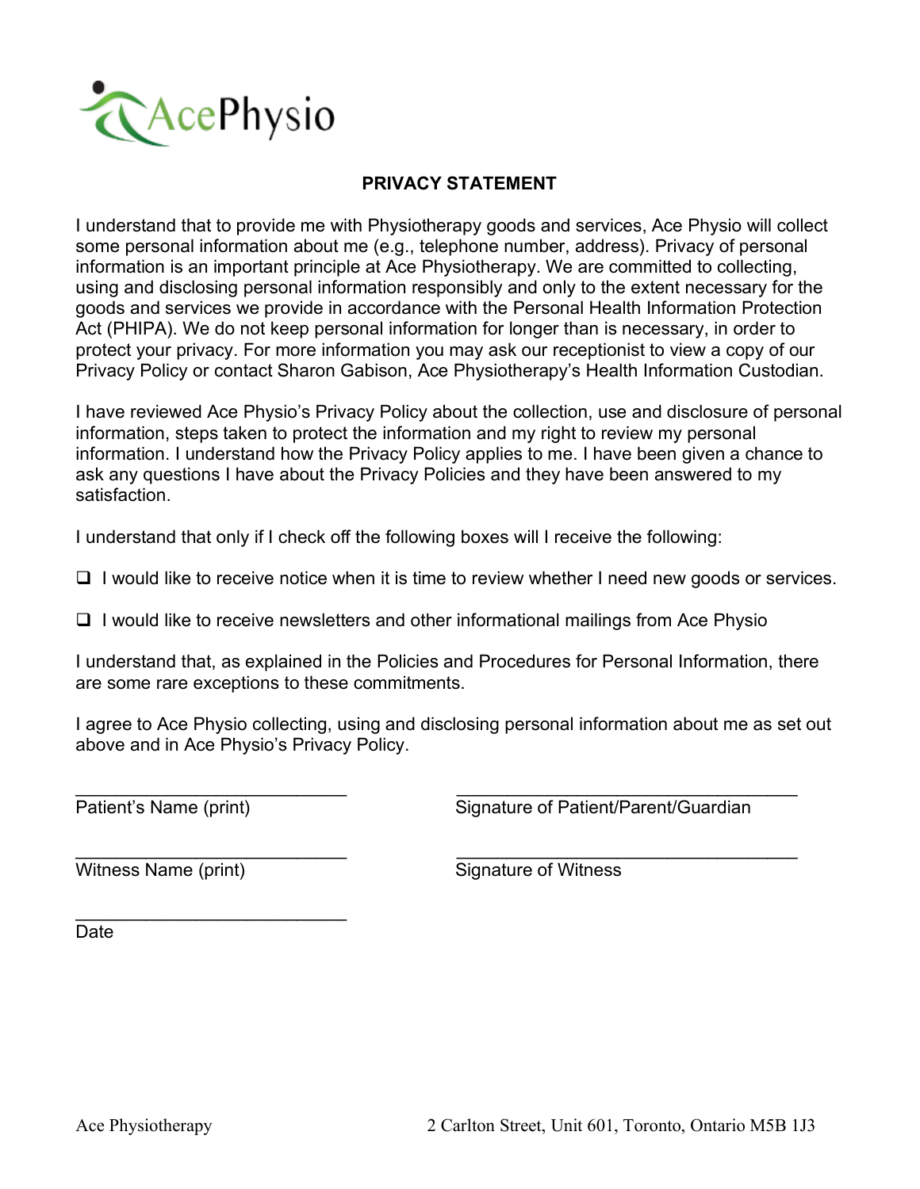AcePhysio

**PRIVACY STATEMENT**

I understand that to provide me with Physiotherapy goods and services, Ace Physio will collect some personal information about me (e.g., telephone number, address). Privacy of personal information is an important principle at Ace Physiotherapy. We are committed to collecting, using and disclosing personal information responsibly and only to the extent necessary for the goods and services we provide in accordance with the Personal Health Information Protection Act (PHIPA). We do not keep personal information for longer than is necessary, in order to protect your privacy. For more information you may ask our receptionist to view a copy of our Privacy Policy or contact Sharon Gabison, Ace Physiotherapy's Health Information Custodian.

I have reviewed Ace Physio's Privacy Policy about the collection, use and disclosure of personal information, steps taken to protect the information and my right to review my personal information. I understand how the Privacy Policy applies to me. I have been given a chance to ask any questions I have about the Privacy Policies and they have been answered to my satisfaction.

I understand that only if I check off the following boxes will I receive the following:

- ☐ I would like to receive notice when it is time to review whether I need new goods or services.
- ☐ I would like to receive newsletters and other informational mailings from Ace Physio

I understand that, as explained in the Policies and Procedures for Personal Information, there are some rare exceptions to these commitments.

I agree to Ace Physio collecting, using and disclosing personal information about me as set out above and in Ace Physio's Privacy Policy.

| | |
|---|---|
| ____________________________ | ____________________________________ |
| Patient's Name (print) | Signature of Patient/Parent/Guardian |
| ____________________________ | ____________________________________ |
| Witness Name (print) | Signature of Witness |
| ____________________________ | |
| Date | |

Ace Physiotherapy 2 Carlton Street, Unit 601, Toronto, Ontario M5B 1J3